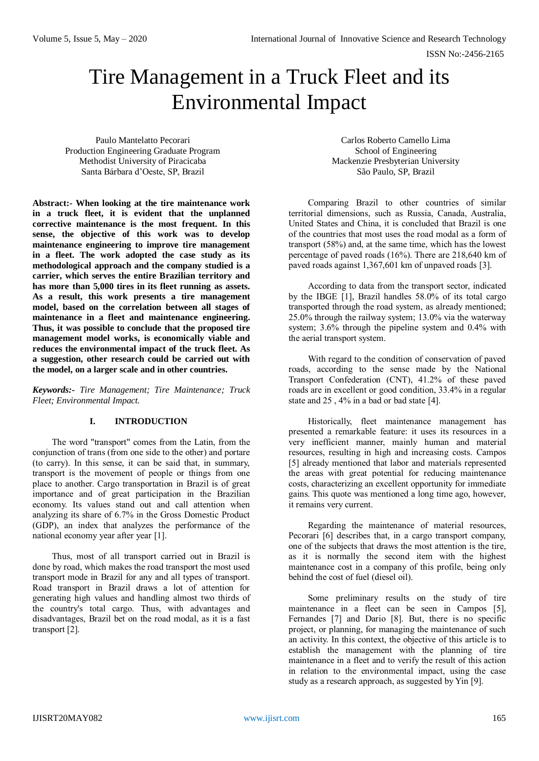# Tire Management in a Truck Fleet and its Environmental Impact

Paulo Mantelatto Pecorari
Production Engineering Graduate Program
Methodist University of Piracicaba
Santa Bárbara d'Oeste, SP, Brazil

Carlos Roberto Camello Lima
School of Engineering
Mackenzie Presbyterian University
São Paulo, SP, Brazil

**Abstract:- When looking at the tire maintenance work in a truck fleet, it is evident that the unplanned corrective maintenance is the most frequent. In this sense, the objective of this work was to develop maintenance engineering to improve tire management in a fleet. The work adopted the case study as its methodological approach and the company studied is a carrier, which serves the entire Brazilian territory and has more than 5,000 tires in its fleet running as assets. As a result, this work presents a tire management model, based on the correlation between all stages of maintenance in a fleet and maintenance engineering. Thus, it was possible to conclude that the proposed tire management model works, is economically viable and reduces the environmental impact of the truck fleet. As a suggestion, other research could be carried out with the model, on a larger scale and in other countries.**

***Keywords:-*** *Tire Management; Tire Maintenance; Truck Fleet; Environmental Impact.*

## I. INTRODUCTION

The word "transport" comes from the Latin, from the conjunction of trans (from one side to the other) and portare (to carry). In this sense, it can be said that, in summary, transport is the movement of people or things from one place to another. Cargo transportation in Brazil is of great importance and of great participation in the Brazilian economy. Its values stand out and call attention when analyzing its share of 6.7% in the Gross Domestic Product (GDP), an index that analyzes the performance of the national economy year after year [1].

Thus, most of all transport carried out in Brazil is done by road, which makes the road transport the most used transport mode in Brazil for any and all types of transport. Road transport in Brazil draws a lot of attention for generating high values and handling almost two thirds of the country's total cargo. Thus, with advantages and disadvantages, Brazil bet on the road modal, as it is a fast transport [2].

Comparing Brazil to other countries of similar territorial dimensions, such as Russia, Canada, Australia, United States and China, it is concluded that Brazil is one of the countries that most uses the road modal as a form of transport (58%) and, at the same time, which has the lowest percentage of paved roads (16%). There are 218,640 km of paved roads against 1,367,601 km of unpaved roads [3].

According to data from the transport sector, indicated by the IBGE [1], Brazil handles 58.0% of its total cargo transported through the road system, as already mentioned; 25.0% through the railway system; 13.0% via the waterway system; 3.6% through the pipeline system and 0.4% with the aerial transport system.

With regard to the condition of conservation of paved roads, according to the sense made by the National Transport Confederation (CNT), 41.2% of these paved roads are in excellent or good condition, 33.4% in a regular state and 25 , 4% in a bad or bad state [4].

Historically, fleet maintenance management has presented a remarkable feature: it uses its resources in a very inefficient manner, mainly human and material resources, resulting in high and increasing costs. Campos [5] already mentioned that labor and materials represented the areas with great potential for reducing maintenance costs, characterizing an excellent opportunity for immediate gains. This quote was mentioned a long time ago, however, it remains very current.

Regarding the maintenance of material resources, Pecorari [6] describes that, in a cargo transport company, one of the subjects that draws the most attention is the tire, as it is normally the second item with the highest maintenance cost in a company of this profile, being only behind the cost of fuel (diesel oil).

Some preliminary results on the study of tire maintenance in a fleet can be seen in Campos [5], Fernandes [7] and Dario [8]. But, there is no specific project, or planning, for managing the maintenance of such an activity. In this context, the objective of this article is to establish the management with the planning of tire maintenance in a fleet and to verify the result of this action in relation to the environmental impact, using the case study as a research approach, as suggested by Yin [9].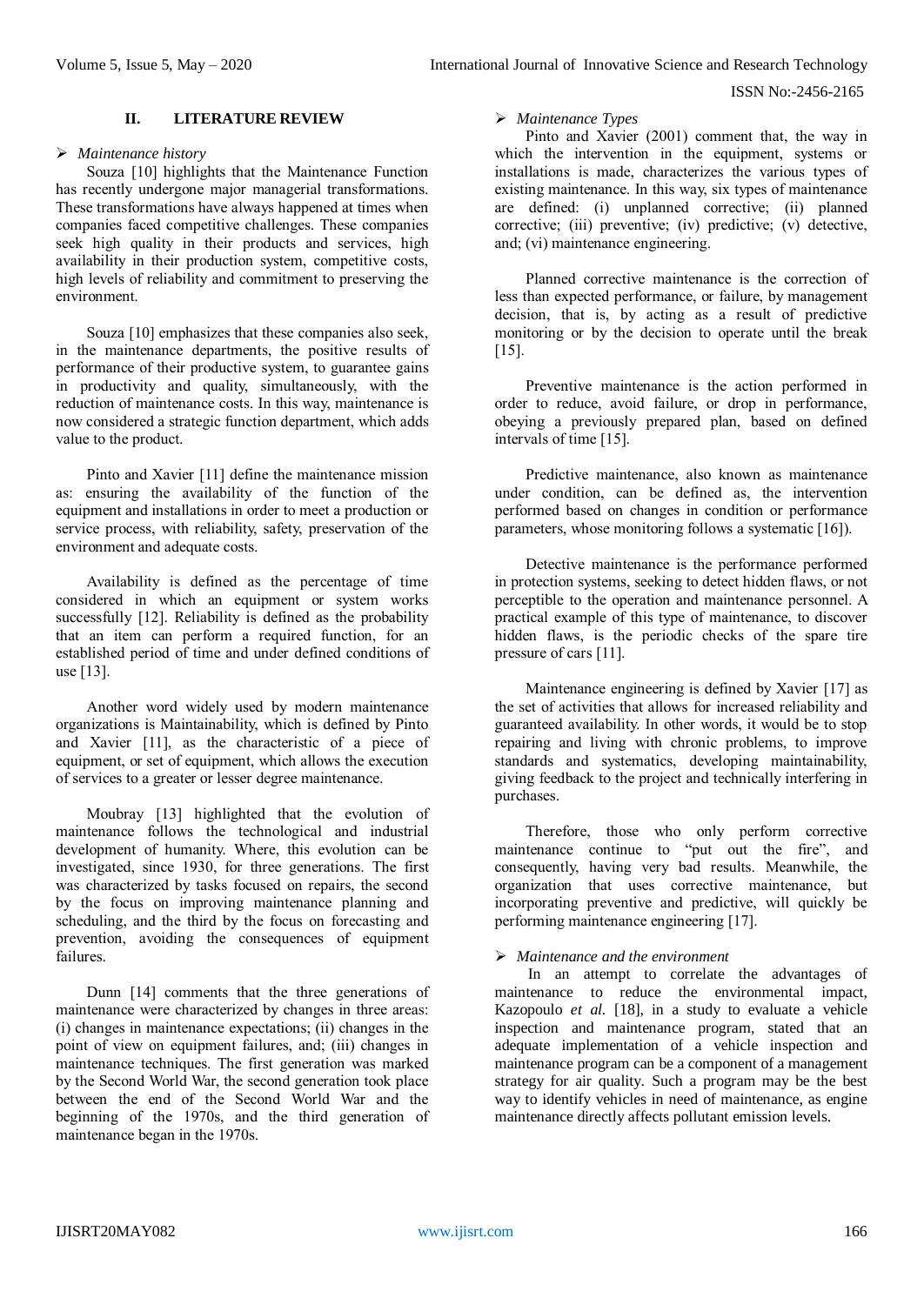## II. LITERATURE REVIEW

- *Maintenance history*

Souza [10] highlights that the Maintenance Function has recently undergone major managerial transformations. These transformations have always happened at times when companies faced competitive challenges. These companies seek high quality in their products and services, high availability in their production system, competitive costs, high levels of reliability and commitment to preserving the environment.

Souza [10] emphasizes that these companies also seek, in the maintenance departments, the positive results of performance of their productive system, to guarantee gains in productivity and quality, simultaneously, with the reduction of maintenance costs. In this way, maintenance is now considered a strategic function department, which adds value to the product.

Pinto and Xavier [11] define the maintenance mission as: ensuring the availability of the function of the equipment and installations in order to meet a production or service process, with reliability, safety, preservation of the environment and adequate costs.

Availability is defined as the percentage of time considered in which an equipment or system works successfully [12]. Reliability is defined as the probability that an item can perform a required function, for an established period of time and under defined conditions of use [13].

Another word widely used by modern maintenance organizations is Maintainability, which is defined by Pinto and Xavier [11], as the characteristic of a piece of equipment, or set of equipment, which allows the execution of services to a greater or lesser degree maintenance.

Moubray [13] highlighted that the evolution of maintenance follows the technological and industrial development of humanity. Where, this evolution can be investigated, since 1930, for three generations. The first was characterized by tasks focused on repairs, the second by the focus on improving maintenance planning and scheduling, and the third by the focus on forecasting and prevention, avoiding the consequences of equipment failures.

Dunn [14] comments that the three generations of maintenance were characterized by changes in three areas: (i) changes in maintenance expectations; (ii) changes in the point of view on equipment failures, and; (iii) changes in maintenance techniques. The first generation was marked by the Second World War, the second generation took place between the end of the Second World War and the beginning of the 1970s, and the third generation of maintenance began in the 1970s.

- *Maintenance Types*

Pinto and Xavier (2001) comment that, the way in which the intervention in the equipment, systems or installations is made, characterizes the various types of existing maintenance. In this way, six types of maintenance are defined: (i) unplanned corrective; (ii) planned corrective; (iii) preventive; (iv) predictive; (v) detective, and; (vi) maintenance engineering.

Planned corrective maintenance is the correction of less than expected performance, or failure, by management decision, that is, by acting as a result of predictive monitoring or by the decision to operate until the break [15].

Preventive maintenance is the action performed in order to reduce, avoid failure, or drop in performance, obeying a previously prepared plan, based on defined intervals of time [15].

Predictive maintenance, also known as maintenance under condition, can be defined as, the intervention performed based on changes in condition or performance parameters, whose monitoring follows a systematic [16]).

Detective maintenance is the performance performed in protection systems, seeking to detect hidden flaws, or not perceptible to the operation and maintenance personnel. A practical example of this type of maintenance, to discover hidden flaws, is the periodic checks of the spare tire pressure of cars [11].

Maintenance engineering is defined by Xavier [17] as the set of activities that allows for increased reliability and guaranteed availability. In other words, it would be to stop repairing and living with chronic problems, to improve standards and systematics, developing maintainability, giving feedback to the project and technically interfering in purchases.

Therefore, those who only perform corrective maintenance continue to "put out the fire", and consequently, having very bad results. Meanwhile, the organization that uses corrective maintenance, but incorporating preventive and predictive, will quickly be performing maintenance engineering [17].

- *Maintenance and the environment*

In an attempt to correlate the advantages of maintenance to reduce the environmental impact, Kazopoulo *et al.* [18], in a study to evaluate a vehicle inspection and maintenance program, stated that an adequate implementation of a vehicle inspection and maintenance program can be a component of a management strategy for air quality. Such a program may be the best way to identify vehicles in need of maintenance, as engine maintenance directly affects pollutant emission levels.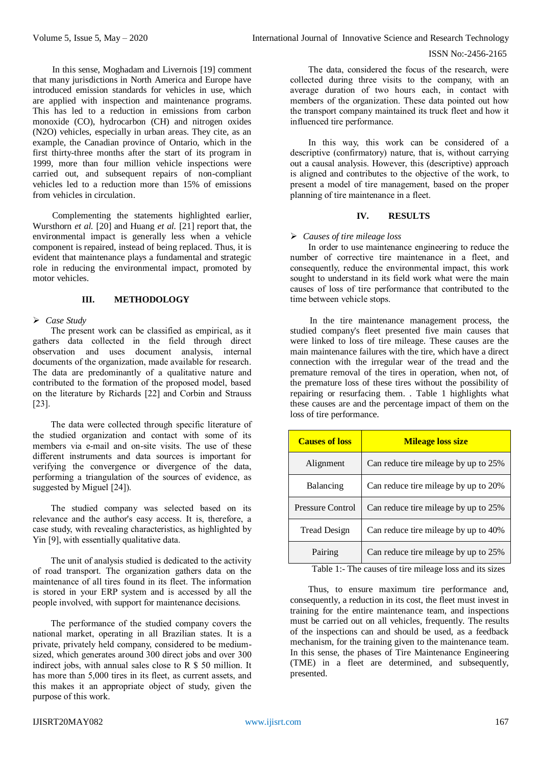In this sense, Moghadam and Livernois [19] comment that many jurisdictions in North America and Europe have introduced emission standards for vehicles in use, which are applied with inspection and maintenance programs. This has led to a reduction in emissions from carbon monoxide (CO), hydrocarbon (CH) and nitrogen oxides (N2O) vehicles, especially in urban areas. They cite, as an example, the Canadian province of Ontario, which in the first thirty-three months after the start of its program in 1999, more than four million vehicle inspections were carried out, and subsequent repairs of non-compliant vehicles led to a reduction more than 15% of emissions from vehicles in circulation.

Complementing the statements highlighted earlier, Wursthorn *et al.* [20] and Huang *et al.* [21] report that, the environmental impact is generally less when a vehicle component is repaired, instead of being replaced. Thus, it is evident that maintenance plays a fundamental and strategic role in reducing the environmental impact, promoted by motor vehicles.

## III. METHODOLOGY

➢ *Case Study*

The present work can be classified as empirical, as it gathers data collected in the field through direct observation and uses document analysis, internal documents of the organization, made available for research. The data are predominantly of a qualitative nature and contributed to the formation of the proposed model, based on the literature by Richards [22] and Corbin and Strauss [23].

The data were collected through specific literature of the studied organization and contact with some of its members via e-mail and on-site visits. The use of these different instruments and data sources is important for verifying the convergence or divergence of the data, performing a triangulation of the sources of evidence, as suggested by Miguel [24]).

The studied company was selected based on its relevance and the author's easy access. It is, therefore, a case study, with revealing characteristics, as highlighted by Yin [9], with essentially qualitative data.

The unit of analysis studied is dedicated to the activity of road transport. The organization gathers data on the maintenance of all tires found in its fleet. The information is stored in your ERP system and is accessed by all the people involved, with support for maintenance decisions.

The performance of the studied company covers the national market, operating in all Brazilian states. It is a private, privately held company, considered to be medium-sized, which generates around 300 direct jobs and over 300 indirect jobs, with annual sales close to R $ 50 million. It has more than 5,000 tires in its fleet, as current assets, and this makes it an appropriate object of study, given the purpose of this work.

The data, considered the focus of the research, were collected during three visits to the company, with an average duration of two hours each, in contact with members of the organization. These data pointed out how the transport company maintained its truck fleet and how it influenced tire performance.

In this way, this work can be considered of a descriptive (confirmatory) nature, that is, without carrying out a causal analysis. However, this (descriptive) approach is aligned and contributes to the objective of the work, to present a model of tire management, based on the proper planning of tire maintenance in a fleet.

## IV. RESULTS

➢ *Causes of tire mileage loss*

In order to use maintenance engineering to reduce the number of corrective tire maintenance in a fleet, and consequently, reduce the environmental impact, this work sought to understand in its field work what were the main causes of loss of tire performance that contributed to the time between vehicle stops.

In the tire maintenance management process, the studied company's fleet presented five main causes that were linked to loss of tire mileage. These causes are the main maintenance failures with the tire, which have a direct connection with the irregular wear of the tread and the premature removal of the tires in operation, when not, of the premature loss of these tires without the possibility of repairing or resurfacing them. . Table 1 highlights what these causes are and the percentage impact of them on the loss of tire performance.

| Causes of loss | Mileage loss size |
|---|---|
| Alignment | Can reduce tire mileage by up to 25% |
| Balancing | Can reduce tire mileage by up to 20% |
| Pressure Control | Can reduce tire mileage by up to 25% |
| Tread Design | Can reduce tire mileage by up to 40% |
| Pairing | Can reduce tire mileage by up to 25% |

Table 1:- The causes of tire mileage loss and its sizes

Thus, to ensure maximum tire performance and, consequently, a reduction in its cost, the fleet must invest in training for the entire maintenance team, and inspections must be carried out on all vehicles, frequently. The results of the inspections can and should be used, as a feedback mechanism, for the training given to the maintenance team. In this sense, the phases of Tire Maintenance Engineering (TME) in a fleet are determined, and subsequently, presented.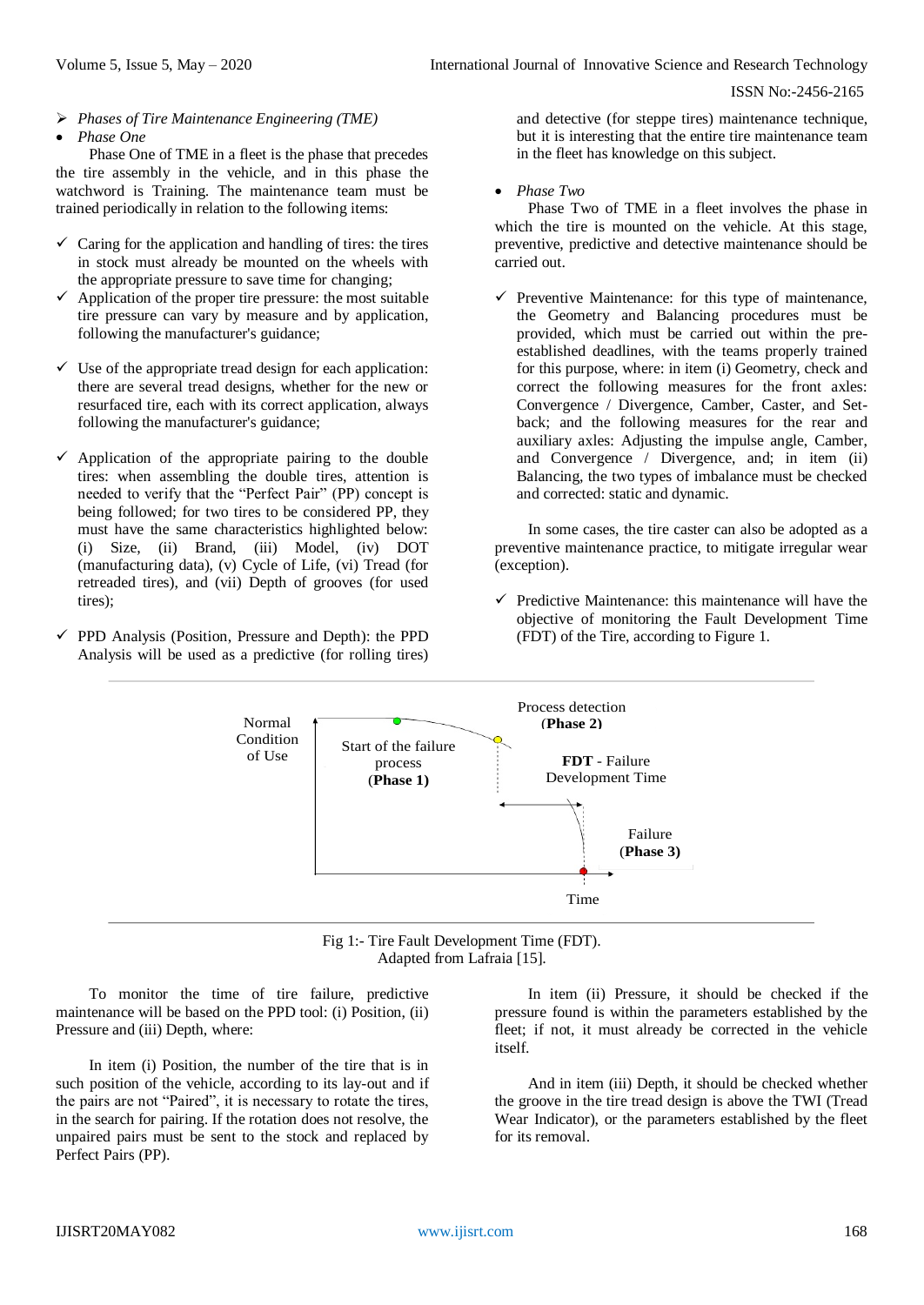- *Phases of Tire Maintenance Engineering (TME)*
- *Phase One*

Phase One of TME in a fleet is the phase that precedes the tire assembly in the vehicle, and in this phase the watchword is Training. The maintenance team must be trained periodically in relation to the following items:

- ✓ Caring for the application and handling of tires: the tires in stock must already be mounted on the wheels with the appropriate pressure to save time for changing;
- ✓ Application of the proper tire pressure: the most suitable tire pressure can vary by measure and by application, following the manufacturer's guidance;
- ✓ Use of the appropriate tread design for each application: there are several tread designs, whether for the new or resurfaced tire, each with its correct application, always following the manufacturer's guidance;
- ✓ Application of the appropriate pairing to the double tires: when assembling the double tires, attention is needed to verify that the "Perfect Pair" (PP) concept is being followed; for two tires to be considered PP, they must have the same characteristics highlighted below: (i) Size, (ii) Brand, (iii) Model, (iv) DOT (manufacturing data), (v) Cycle of Life, (vi) Tread (for retreaded tires), and (vii) Depth of grooves (for used tires);
- ✓ PPD Analysis (Position, Pressure and Depth): the PPD Analysis will be used as a predictive (for rolling tires) and detective (for steppe tires) maintenance technique, but it is interesting that the entire tire maintenance team in the fleet has knowledge on this subject.

- *Phase Two*

Phase Two of TME in a fleet involves the phase in which the tire is mounted on the vehicle. At this stage, preventive, predictive and detective maintenance should be carried out.

- ✓ Preventive Maintenance: for this type of maintenance, the Geometry and Balancing procedures must be provided, which must be carried out within the pre-established deadlines, with the teams properly trained for this purpose, where: in item (i) Geometry, check and correct the following measures for the front axles: Convergence / Divergence, Camber, Caster, and Set-back; and the following measures for the rear and auxiliary axles: Adjusting the impulse angle, Camber, and Convergence / Divergence, and; in item (ii) Balancing, the two types of imbalance must be checked and corrected: static and dynamic.

In some cases, the tire caster can also be adopted as a preventive maintenance practice, to mitigate irregular wear (exception).

- ✓ Predictive Maintenance: this maintenance will have the objective of monitoring the Fault Development Time (FDT) of the Tire, according to Figure 1.

Normal Condition of Use | Start of the failure process (Phase 1) | Process detection (Phase 2) | FDT - Failure Development Time | Failure (Phase 3) | Time

Fig 1:- Tire Fault Development Time (FDT). Adapted from Lafraia [15].

To monitor the time of tire failure, predictive maintenance will be based on the PPD tool: (i) Position, (ii) Pressure and (iii) Depth, where:

In item (i) Position, the number of the tire that is in such position of the vehicle, according to its lay-out and if the pairs are not "Paired", it is necessary to rotate the tires, in the search for pairing. If the rotation does not resolve, the unpaired pairs must be sent to the stock and replaced by Perfect Pairs (PP).

In item (ii) Pressure, it should be checked if the pressure found is within the parameters established by the fleet; if not, it must already be corrected in the vehicle itself.

And in item (iii) Depth, it should be checked whether the groove in the tire tread design is above the TWI (Tread Wear Indicator), or the parameters established by the fleet for its removal.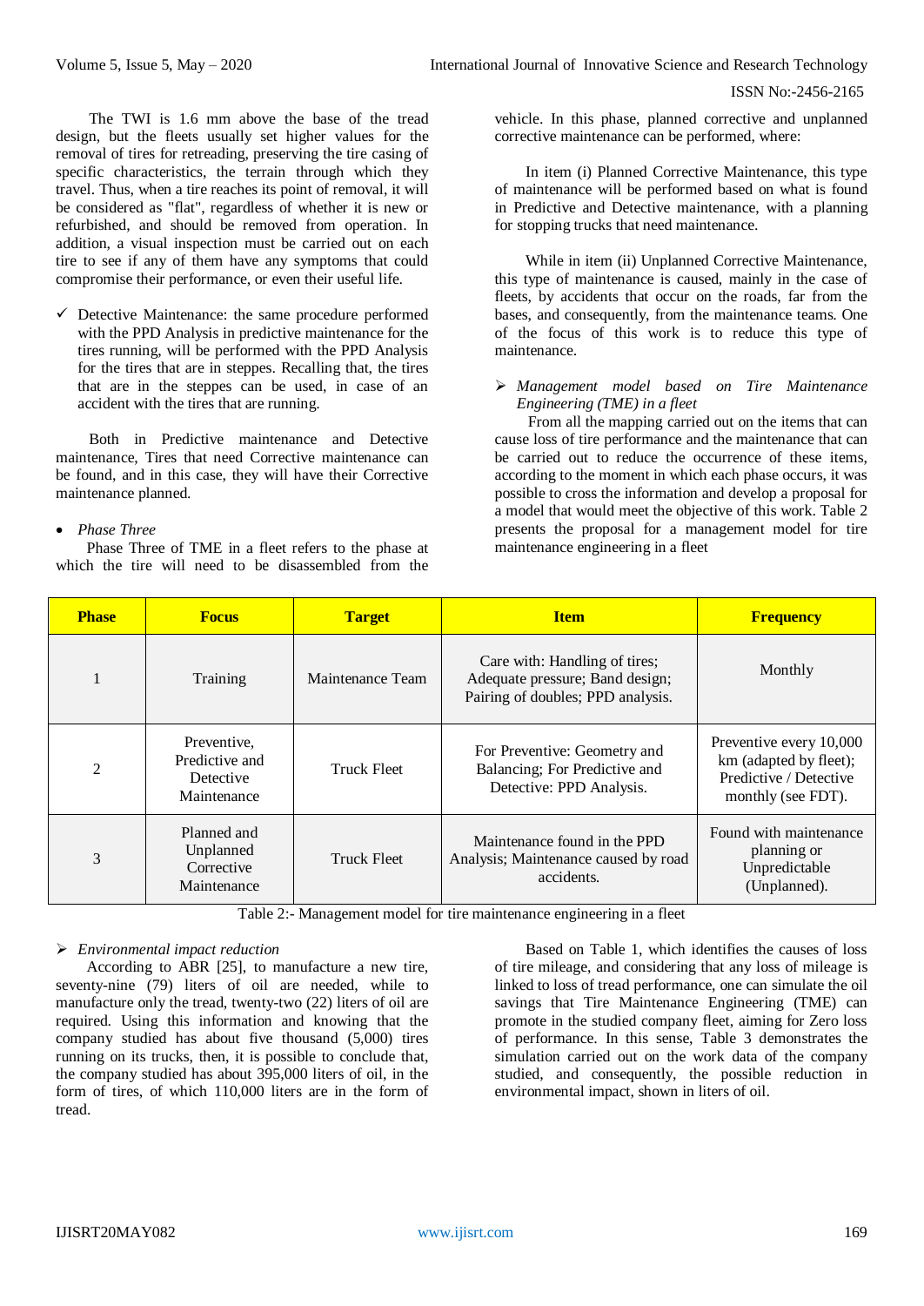The TWI is 1.6 mm above the base of the tread design, but the fleets usually set higher values for the removal of tires for retreading, preserving the tire casing of specific characteristics, the terrain through which they travel. Thus, when a tire reaches its point of removal, it will be considered as "flat", regardless of whether it is new or refurbished, and should be removed from operation. In addition, a visual inspection must be carried out on each tire to see if any of them have any symptoms that could compromise their performance, or even their useful life.

- ✓ Detective Maintenance: the same procedure performed with the PPD Analysis in predictive maintenance for the tires running, will be performed with the PPD Analysis for the tires that are in steppes. Recalling that, the tires that are in the steppes can be used, in case of an accident with the tires that are running.

Both in Predictive maintenance and Detective maintenance, Tires that need Corrective maintenance can be found, and in this case, they will have their Corrective maintenance planned.

- *Phase Three*

Phase Three of TME in a fleet refers to the phase at which the tire will need to be disassembled from the vehicle. In this phase, planned corrective and unplanned corrective maintenance can be performed, where:

In item (i) Planned Corrective Maintenance, this type of maintenance will be performed based on what is found in Predictive and Detective maintenance, with a planning for stopping trucks that need maintenance.

While in item (ii) Unplanned Corrective Maintenance, this type of maintenance is caused, mainly in the case of fleets, by accidents that occur on the roads, far from the bases, and consequently, from the maintenance teams. One of the focus of this work is to reduce this type of maintenance.

- ➢ *Management model based on Tire Maintenance Engineering (TME) in a fleet*

From all the mapping carried out on the items that can cause loss of tire performance and the maintenance that can be carried out to reduce the occurrence of these items, according to the moment in which each phase occurs, it was possible to cross the information and develop a proposal for a model that would meet the objective of this work. Table 2 presents the proposal for a management model for tire maintenance engineering in a fleet

| Phase | Focus | Target | Item | Frequency |
|---|---|---|---|---|
| 1 | Training | Maintenance Team | Care with: Handling of tires; Adequate pressure; Band design; Pairing of doubles; PPD analysis. | Monthly |
| 2 | Preventive, Predictive and Detective Maintenance | Truck Fleet | For Preventive: Geometry and Balancing; For Predictive and Detective: PPD Analysis. | Preventive every 10,000 km (adapted by fleet); Predictive / Detective monthly (see FDT). |
| 3 | Planned and Unplanned Corrective Maintenance | Truck Fleet | Maintenance found in the PPD Analysis; Maintenance caused by road accidents. | Found with maintenance planning or Unpredictable (Unplanned). |

Table 2:- Management model for tire maintenance engineering in a fleet

- ➢ *Environmental impact reduction*

According to ABR [25], to manufacture a new tire, seventy-nine (79) liters of oil are needed, while to manufacture only the tread, twenty-two (22) liters of oil are required. Using this information and knowing that the company studied has about five thousand (5,000) tires running on its trucks, then, it is possible to conclude that, the company studied has about 395,000 liters of oil, in the form of tires, of which 110,000 liters are in the form of tread.

Based on Table 1, which identifies the causes of loss of tire mileage, and considering that any loss of mileage is linked to loss of tread performance, one can simulate the oil savings that Tire Maintenance Engineering (TME) can promote in the studied company fleet, aiming for Zero loss of performance. In this sense, Table 3 demonstrates the simulation carried out on the work data of the company studied, and consequently, the possible reduction in environmental impact, shown in liters of oil.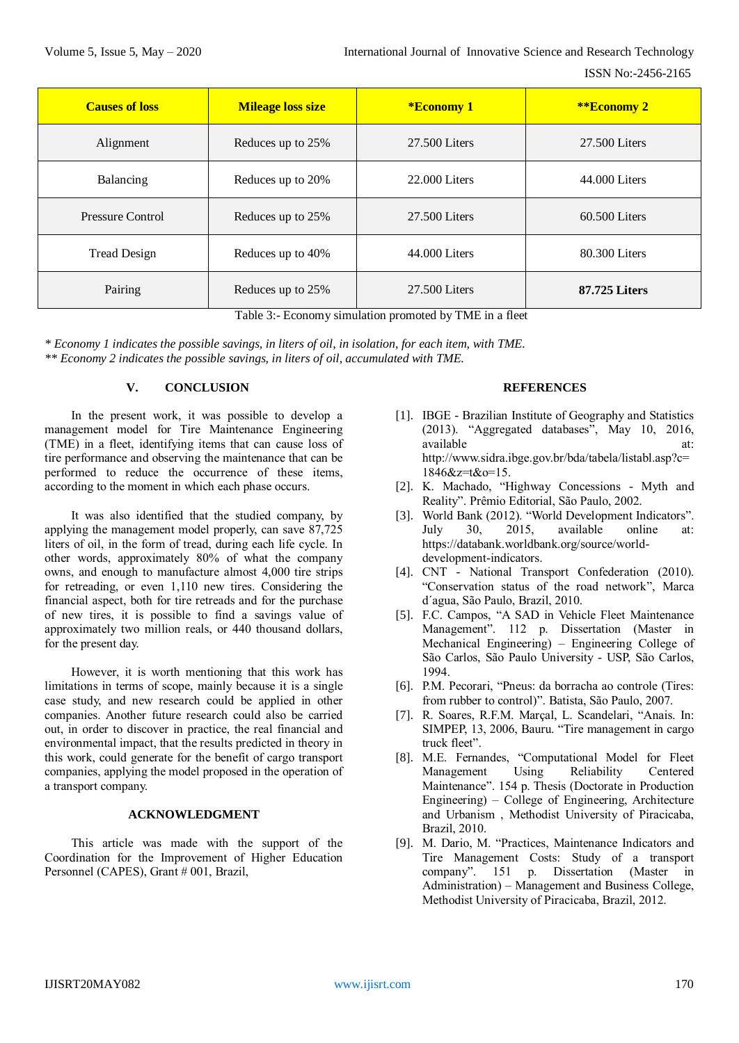| Causes of loss | Mileage loss size | *Economy 1 | **Economy 2 |
|---|---|---|---|
| Alignment | Reduces up to 25% | 27.500 Liters | 27.500 Liters |
| Balancing | Reduces up to 20% | 22.000 Liters | 44.000 Liters |
| Pressure Control | Reduces up to 25% | 27.500 Liters | 60.500 Liters |
| Tread Design | Reduces up to 40% | 44.000 Liters | 80.300 Liters |
| Pairing | Reduces up to 25% | 27.500 Liters | **87.725 Liters** |

Table 3:- Economy simulation promoted by TME in a fleet

*\* Economy 1 indicates the possible savings, in liters of oil, in isolation, for each item, with TME.*
*\*\* Economy 2 indicates the possible savings, in liters of oil, accumulated with TME.*

## V. CONCLUSION

In the present work, it was possible to develop a management model for Tire Maintenance Engineering (TME) in a fleet, identifying items that can cause loss of tire performance and observing the maintenance that can be performed to reduce the occurrence of these items, according to the moment in which each phase occurs.

It was also identified that the studied company, by applying the management model properly, can save 87,725 liters of oil, in the form of tread, during each life cycle. In other words, approximately 80% of what the company owns, and enough to manufacture almost 4,000 tire strips for retreading, or even 1,110 new tires. Considering the financial aspect, both for tire retreads and for the purchase of new tires, it is possible to find a savings value of approximately two million reals, or 440 thousand dollars, for the present day.

However, it is worth mentioning that this work has limitations in terms of scope, mainly because it is a single case study, and new research could be applied in other companies. Another future research could also be carried out, in order to discover in practice, the real financial and environmental impact, that the results predicted in theory in this work, could generate for the benefit of cargo transport companies, applying the model proposed in the operation of a transport company.

## ACKNOWLEDGMENT

This article was made with the support of the Coordination for the Improvement of Higher Education Personnel (CAPES), Grant # 001, Brazil,

## REFERENCES

[1]. IBGE - Brazilian Institute of Geography and Statistics (2013). “Aggregated databases”, May 10, 2016, available at: http://www.sidra.ibge.gov.br/bda/tabela/listabl.asp?c=1846&z=t&o=15.

[2]. K. Machado, “Highway Concessions - Myth and Reality”. Prêmio Editorial, São Paulo, 2002.

[3]. World Bank (2012). “World Development Indicators”. July 30, 2015, available online at: https://databank.worldbank.org/source/world-development-indicators.

[4]. CNT - National Transport Confederation (2010). “Conservation status of the road network”, Marca d´agua, São Paulo, Brazil, 2010.

[5]. F.C. Campos, “A SAD in Vehicle Fleet Maintenance Management”. 112 p. Dissertation (Master in Mechanical Engineering) – Engineering College of São Carlos, São Paulo University - USP, São Carlos, 1994.

[6]. P.M. Pecorari, “Pneus: da borracha ao controle (Tires: from rubber to control)”. Batista, São Paulo, 2007.

[7]. R. Soares, R.F.M. Marçal, L. Scandelari, “Anais. In: SIMPEP, 13, 2006, Bauru. “Tire management in cargo truck fleet”.

[8]. M.E. Fernandes, “Computational Model for Fleet Management Using Reliability Centered Maintenance”. 154 p. Thesis (Doctorate in Production Engineering) – College of Engineering, Architecture and Urbanism , Methodist University of Piracicaba, Brazil, 2010.

[9]. M. Dario, M. “Practices, Maintenance Indicators and Tire Management Costs: Study of a transport company”. 151 p. Dissertation (Master in Administration) – Management and Business College, Methodist University of Piracicaba, Brazil, 2012.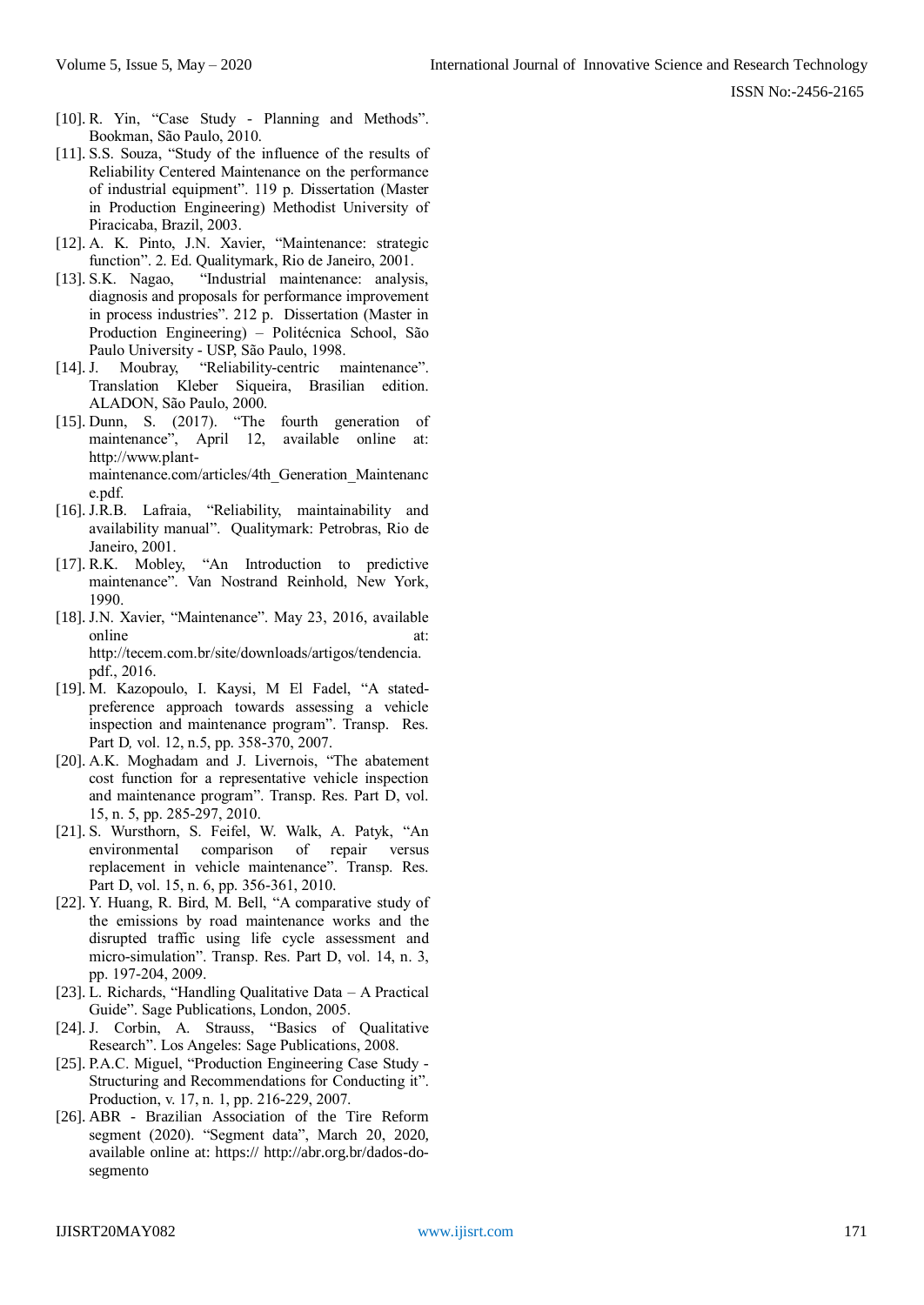[10]. R. Yin, “Case Study - Planning and Methods”. Bookman, São Paulo, 2010.

[11]. S.S. Souza, “Study of the influence of the results of Reliability Centered Maintenance on the performance of industrial equipment”. 119 p. Dissertation (Master in Production Engineering) Methodist University of Piracicaba, Brazil, 2003.

[12]. A. K. Pinto, J.N. Xavier, “Maintenance: strategic function”. 2. Ed. Qualitymark, Rio de Janeiro, 2001.

[13]. S.K. Nagao, “Industrial maintenance: analysis, diagnosis and proposals for performance improvement in process industries”. 212 p. Dissertation (Master in Production Engineering) – Politécnica School, São Paulo University - USP, São Paulo, 1998.

[14]. J. Moubray, “Reliability-centric maintenance”. Translation Kleber Siqueira, Brasilian edition. ALADON, São Paulo, 2000.

[15]. Dunn, S. (2017). “The fourth generation of maintenance”, April 12, available online at: http://www.plant-maintenance.com/articles/4th_Generation_Maintenance.pdf.

[16]. J.R.B. Lafraia, “Reliability, maintainability and availability manual”. Qualitymark: Petrobras, Rio de Janeiro, 2001.

[17]. R.K. Mobley, “An Introduction to predictive maintenance”. Van Nostrand Reinhold, New York, 1990.

[18]. J.N. Xavier, “Maintenance”. May 23, 2016, available online at: http://tecem.com.br/site/downloads/artigos/tendencia.pdf., 2016.

[19]. M. Kazopoulo, I. Kaysi, M El Fadel, “A stated-preference approach towards assessing a vehicle inspection and maintenance program”. Transp. Res. Part D, vol. 12, n.5, pp. 358-370, 2007.

[20]. A.K. Moghadam and J. Livernois, “The abatement cost function for a representative vehicle inspection and maintenance program”. Transp. Res. Part D, vol. 15, n. 5, pp. 285-297, 2010.

[21]. S. Wursthorn, S. Feifel, W. Walk, A. Patyk, “An environmental comparison of repair versus replacement in vehicle maintenance”. Transp. Res. Part D, vol. 15, n. 6, pp. 356-361, 2010.

[22]. Y. Huang, R. Bird, M. Bell, “A comparative study of the emissions by road maintenance works and the disrupted traffic using life cycle assessment and micro-simulation”. Transp. Res. Part D, vol. 14, n. 3, pp. 197-204, 2009.

[23]. L. Richards, “Handling Qualitative Data – A Practical Guide”. Sage Publications, London, 2005.

[24]. J. Corbin, A. Strauss, “Basics of Qualitative Research”. Los Angeles: Sage Publications, 2008.

[25]. P.A.C. Miguel, “Production Engineering Case Study - Structuring and Recommendations for Conducting it”. Production, v. 17, n. 1, pp. 216-229, 2007.

[26]. ABR - Brazilian Association of the Tire Reform segment (2020). “Segment data”, March 20, 2020, available online at: https:// http://abr.org.br/dados-do-segmento